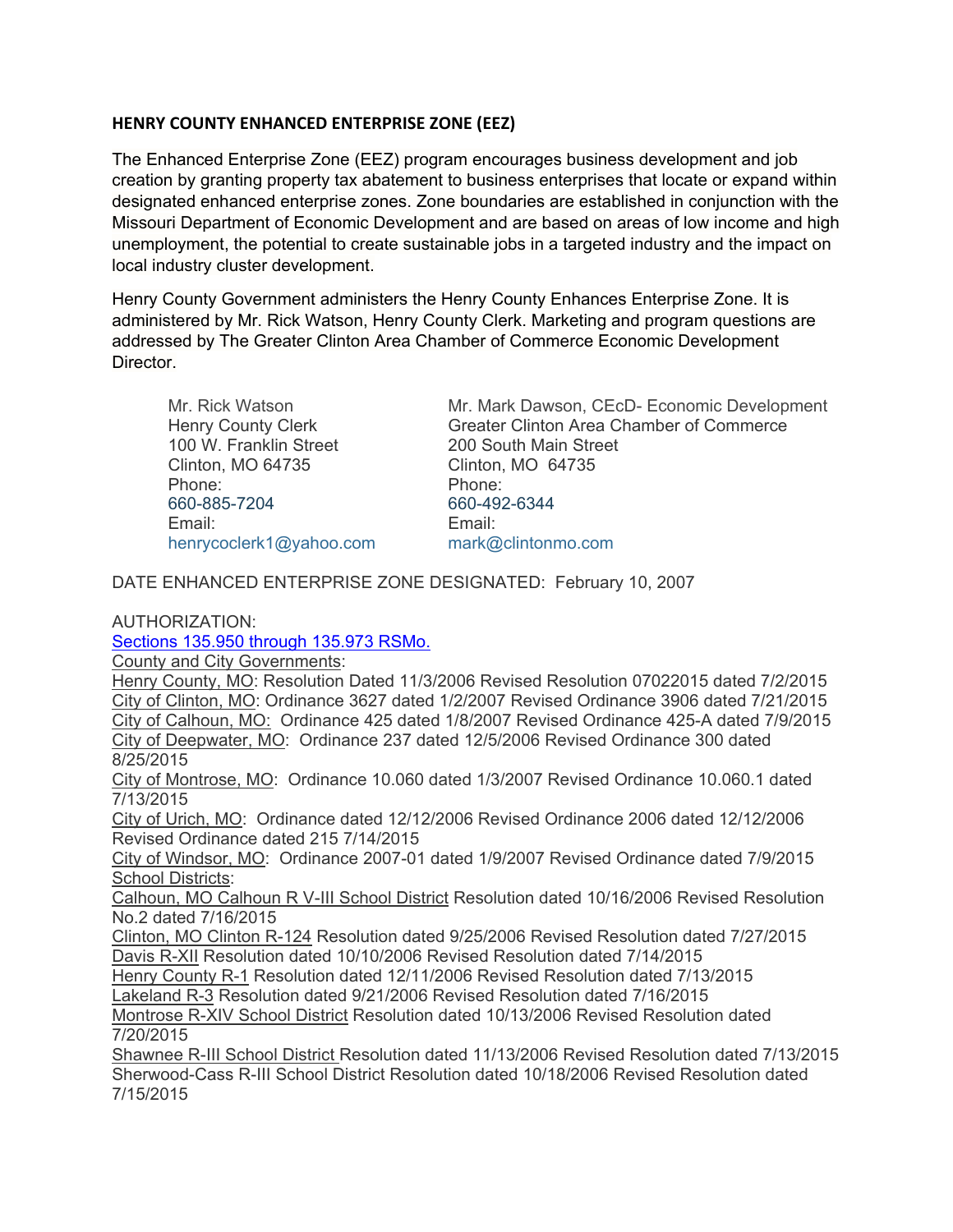## HENRY COUNTY ENHANCED ENTERPRISE ZONE (EEZ)

The Enhanced Enterprise Zone (EEZ) program encourages business development and job creation by granting property tax abatement to business enterprises that locate or expand within designated enhanced enterprise zones. Zone boundaries are established in conjunction with the Missouri Department of Economic Development and are based on areas of low income and high unemployment, the potential to create sustainable jobs in a targeted industry and the impact on local industry cluster development.

Henry County Government administers the Henry County Enhances Enterprise Zone. It is administered by Mr. Rick Watson, Henry County Clerk. Marketing and program questions are addressed by The Greater Clinton Area Chamber of Commerce Economic Development Director.

Mr. Rick Watson
Henry County Clerk
100 W. Franklin Street
Clinton, MO 64735
Phone:
660-885-7204
Email:
henrycoclerk1@yahoo.com

Mr. Mark Dawson, CEcD- Economic Development
Greater Clinton Area Chamber of Commerce
200 South Main Street
Clinton, MO 64735
Phone:
660-492-6344
Email:
mark@clintonmo.com

DATE ENHANCED ENTERPRISE ZONE DESIGNATED: February 10, 2007

AUTHORIZATION:
Sections 135.950 through 135.973 RSMo.
County and City Governments:
Henry County, MO: Resolution Dated 11/3/2006 Revised Resolution 07022015 dated 7/2/2015
City of Clinton, MO: Ordinance 3627 dated 1/2/2007 Revised Ordinance 3906 dated 7/21/2015
City of Calhoun, MO: Ordinance 425 dated 1/8/2007 Revised Ordinance 425-A dated 7/9/2015
City of Deepwater, MO: Ordinance 237 dated 12/5/2006 Revised Ordinance 300 dated 8/25/2015
City of Montrose, MO: Ordinance 10.060 dated 1/3/2007 Revised Ordinance 10.060.1 dated 7/13/2015
City of Urich, MO: Ordinance dated 12/12/2006 Revised Ordinance 2006 dated 12/12/2006 Revised Ordinance dated 215 7/14/2015
City of Windsor, MO: Ordinance 2007-01 dated 1/9/2007 Revised Ordinance dated 7/9/2015
School Districts:
Calhoun, MO Calhoun R V-III School District Resolution dated 10/16/2006 Revised Resolution No.2 dated 7/16/2015
Clinton, MO Clinton R-124 Resolution dated 9/25/2006 Revised Resolution dated 7/27/2015
Davis R-XII Resolution dated 10/10/2006 Revised Resolution dated 7/14/2015
Henry County R-1 Resolution dated 12/11/2006 Revised Resolution dated 7/13/2015
Lakeland R-3 Resolution dated 9/21/2006 Revised Resolution dated 7/16/2015
Montrose R-XIV School District Resolution dated 10/13/2006 Revised Resolution dated 7/20/2015
Shawnee R-III School District Resolution dated 11/13/2006 Revised Resolution dated 7/13/2015
Sherwood-Cass R-III School District Resolution dated 10/18/2006 Revised Resolution dated 7/15/2015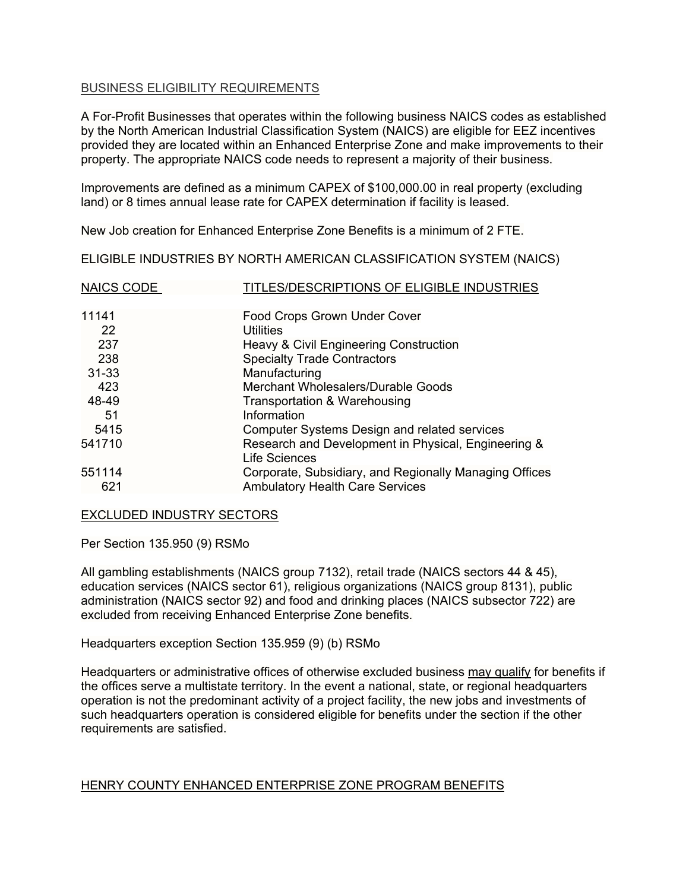## BUSINESS ELIGIBILITY REQUIREMENTS

A For-Profit Businesses that operates within the following business NAICS codes as established by the North American Industrial Classification System (NAICS) are eligible for EEZ incentives provided they are located within an Enhanced Enterprise Zone and make improvements to their property. The appropriate NAICS code needs to represent a majority of their business.

Improvements are defined as a minimum CAPEX of $100,000.00 in real property (excluding land) or 8 times annual lease rate for CAPEX determination if facility is leased.

New Job creation for Enhanced Enterprise Zone Benefits is a minimum of 2 FTE.

ELIGIBLE INDUSTRIES BY NORTH AMERICAN CLASSIFICATION SYSTEM (NAICS)

| NAICS CODE | TITLES/DESCRIPTIONS OF ELIGIBLE INDUSTRIES |
|---|---|
| 11141 | Food Crops Grown Under Cover |
| 22 | Utilities |
| 237 | Heavy & Civil Engineering Construction |
| 238 | Specialty Trade Contractors |
| 31-33 | Manufacturing |
| 423 | Merchant Wholesalers/Durable Goods |
| 48-49 | Transportation & Warehousing |
| 51 | Information |
| 5415 | Computer Systems Design and related services |
| 541710 | Research and Development in Physical, Engineering & Life Sciences |
| 551114 | Corporate, Subsidiary, and Regionally Managing Offices |
| 621 | Ambulatory Health Care Services |

## EXCLUDED INDUSTRY SECTORS

Per Section 135.950 (9) RSMo

All gambling establishments (NAICS group 7132), retail trade (NAICS sectors 44 & 45), education services (NAICS sector 61), religious organizations (NAICS group 8131), public administration (NAICS sector 92) and food and drinking places (NAICS subsector 722) are excluded from receiving Enhanced Enterprise Zone benefits.

Headquarters exception Section 135.959 (9) (b) RSMo

Headquarters or administrative offices of otherwise excluded business may qualify for benefits if the offices serve a multistate territory. In the event a national, state, or regional headquarters operation is not the predominant activity of a project facility, the new jobs and investments of such headquarters operation is considered eligible for benefits under the section if the other requirements are satisfied.

## HENRY COUNTY ENHANCED ENTERPRISE ZONE PROGRAM BENEFITS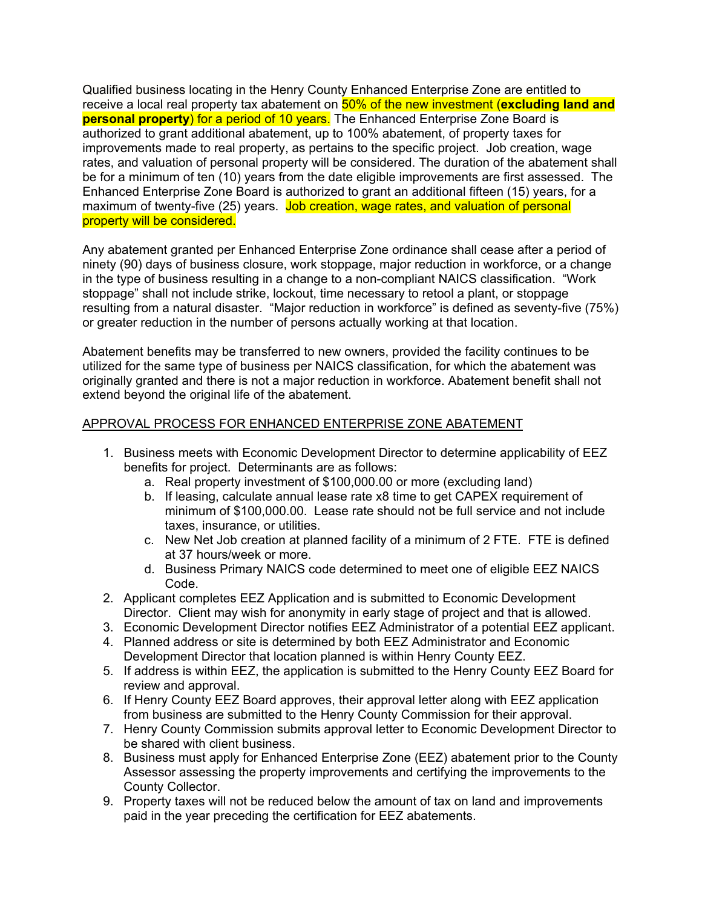Qualified business locating in the Henry County Enhanced Enterprise Zone are entitled to receive a local real property tax abatement on 50% of the new investment (**excluding land and personal property**) for a period of 10 years. The Enhanced Enterprise Zone Board is authorized to grant additional abatement, up to 100% abatement, of property taxes for improvements made to real property, as pertains to the specific project. Job creation, wage rates, and valuation of personal property will be considered. The duration of the abatement shall be for a minimum of ten (10) years from the date eligible improvements are first assessed. The Enhanced Enterprise Zone Board is authorized to grant an additional fifteen (15) years, for a maximum of twenty-five (25) years. Job creation, wage rates, and valuation of personal property will be considered.

Any abatement granted per Enhanced Enterprise Zone ordinance shall cease after a period of ninety (90) days of business closure, work stoppage, major reduction in workforce, or a change in the type of business resulting in a change to a non-compliant NAICS classification. "Work stoppage" shall not include strike, lockout, time necessary to retool a plant, or stoppage resulting from a natural disaster. "Major reduction in workforce" is defined as seventy-five (75%) or greater reduction in the number of persons actually working at that location.

Abatement benefits may be transferred to new owners, provided the facility continues to be utilized for the same type of business per NAICS classification, for which the abatement was originally granted and there is not a major reduction in workforce. Abatement benefit shall not extend beyond the original life of the abatement.

<u>APPROVAL PROCESS FOR ENHANCED ENTERPRISE ZONE ABATEMENT</u>

1. Business meets with Economic Development Director to determine applicability of EEZ benefits for project. Determinants are as follows:
   a. Real property investment of $100,000.00 or more (excluding land)
   b. If leasing, calculate annual lease rate x8 time to get CAPEX requirement of minimum of $100,000.00. Lease rate should not be full service and not include taxes, insurance, or utilities.
   c. New Net Job creation at planned facility of a minimum of 2 FTE. FTE is defined at 37 hours/week or more.
   d. Business Primary NAICS code determined to meet one of eligible EEZ NAICS Code.
2. Applicant completes EEZ Application and is submitted to Economic Development Director. Client may wish for anonymity in early stage of project and that is allowed.
3. Economic Development Director notifies EEZ Administrator of a potential EEZ applicant.
4. Planned address or site is determined by both EEZ Administrator and Economic Development Director that location planned is within Henry County EEZ.
5. If address is within EEZ, the application is submitted to the Henry County EEZ Board for review and approval.
6. If Henry County EEZ Board approves, their approval letter along with EEZ application from business are submitted to the Henry County Commission for their approval.
7. Henry County Commission submits approval letter to Economic Development Director to be shared with client business.
8. Business must apply for Enhanced Enterprise Zone (EEZ) abatement prior to the County Assessor assessing the property improvements and certifying the improvements to the County Collector.
9. Property taxes will not be reduced below the amount of tax on land and improvements paid in the year preceding the certification for EEZ abatements.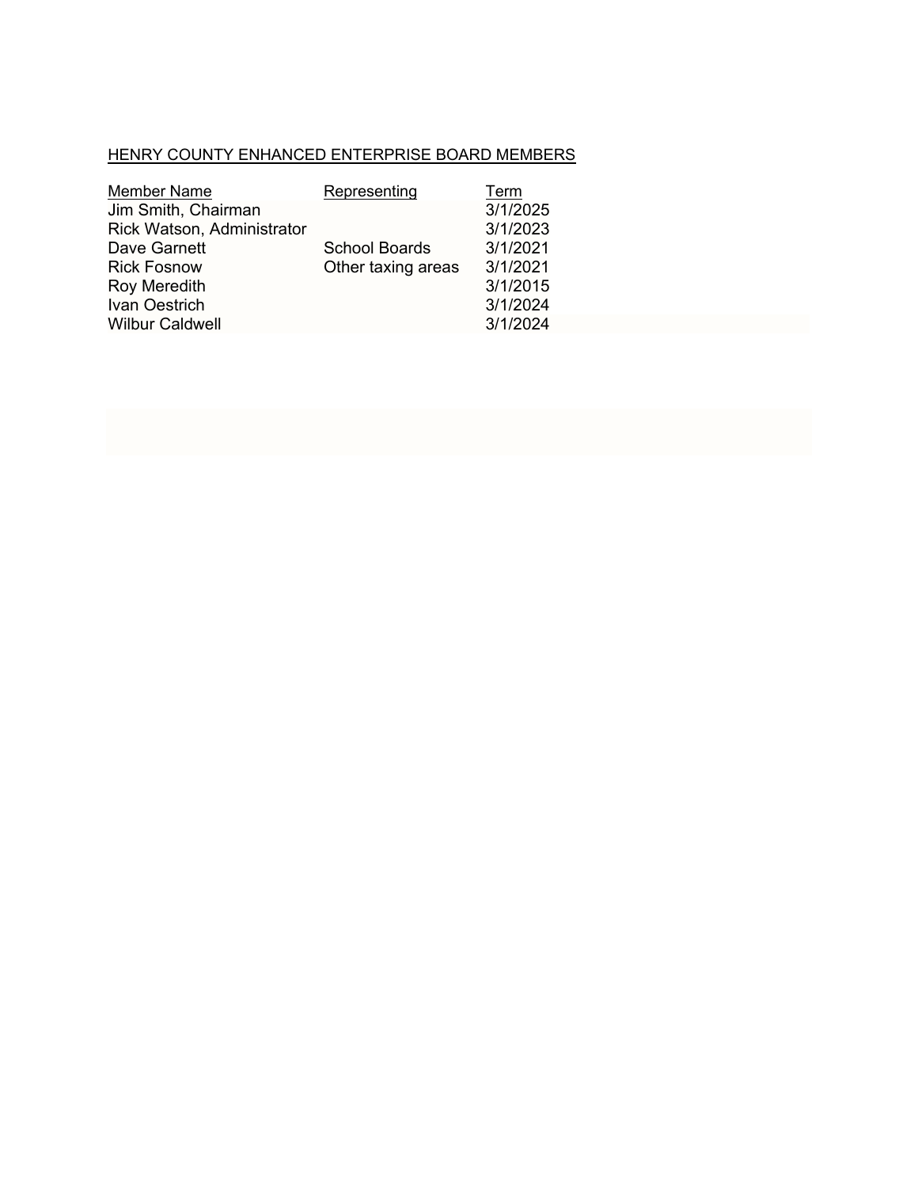HENRY COUNTY ENHANCED ENTERPRISE BOARD MEMBERS

| Member Name | Representing | Term |
|---|---|---|
| Jim Smith, Chairman | | 3/1/2025 |
| Rick Watson, Administrator | | 3/1/2023 |
| Dave Garnett | School Boards | 3/1/2021 |
| Rick Fosnow | Other taxing areas | 3/1/2021 |
| Roy Meredith | | 3/1/2015 |
| Ivan Oestrich | | 3/1/2024 |
| Wilbur Caldwell | | 3/1/2024 |